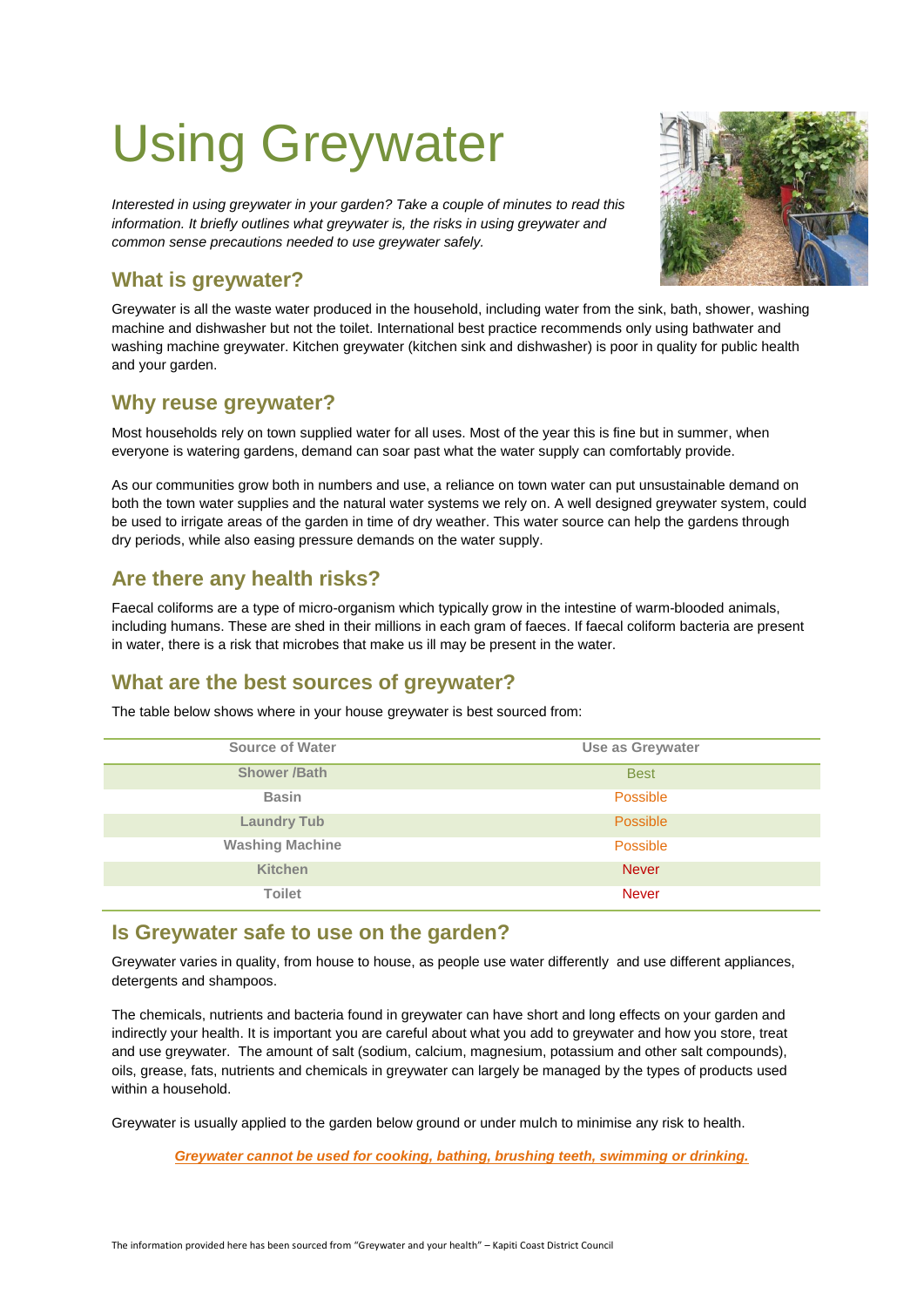# Using Greywater

*Interested in using greywater in your garden? Take a couple of minutes to read this information. It briefly outlines what greywater is, the risks in using greywater and common sense precautions needed to use greywater safely.*

## What is greywater?

Greywater is all the waste water produced in the household, including water from the sink, bath, shower, washing machine and dishwasher but not the toilet. International best practice recommends only using bathwater and washing machine greywater. Kitchen greywater (kitchen sink and dishwasher) is poor in quality for public health and your garden.

## Why reuse greywater?

Most households rely on town supplied water for all uses. Most of the year this is fine but in summer, when everyone is watering gardens, demand can soar past what the water supply can comfortably provide.

As our communities grow both in numbers and use, a reliance on town water can put unsustainable demand on both the town water supplies and the natural water systems we rely on. A well designed greywater system, could be used to irrigate areas of the garden in time of dry weather. This water source can help the gardens through dry periods, while also easing pressure demands on the water supply.

## Are there any health risks?

Faecal coliforms are a type of micro-organism which typically grow in the intestine of warm-blooded animals, including humans. These are shed in their millions in each gram of faeces. If faecal coliform bacteria are present in water, there is a risk that microbes that make us ill may be present in the water.

## What are the best sources of greywater?

The table below shows where in your house greywater is best sourced from:

| Source of Water | Use as Greywater |
|---|---|
| Shower /Bath | Best |
| Basin | Possible |
| Laundry Tub | Possible |
| Washing Machine | Possible |
| Kitchen | Never |
| Toilet | Never |

## Is Greywater safe to use on the garden?

Greywater varies in quality, from house to house, as people use water differently and use different appliances, detergents and shampoos.

The chemicals, nutrients and bacteria found in greywater can have short and long effects on your garden and indirectly your health. It is important you are careful about what you add to greywater and how you store, treat and use greywater. The amount of salt (sodium, calcium, magnesium, potassium and other salt compounds), oils, grease, fats, nutrients and chemicals in greywater can largely be managed by the types of products used within a household.

Greywater is usually applied to the garden below ground or under mulch to minimise any risk to health.

***Greywater cannot be used for cooking, bathing, brushing teeth, swimming or drinking.***

The information provided here has been sourced from "Greywater and your health" – Kapiti Coast District Council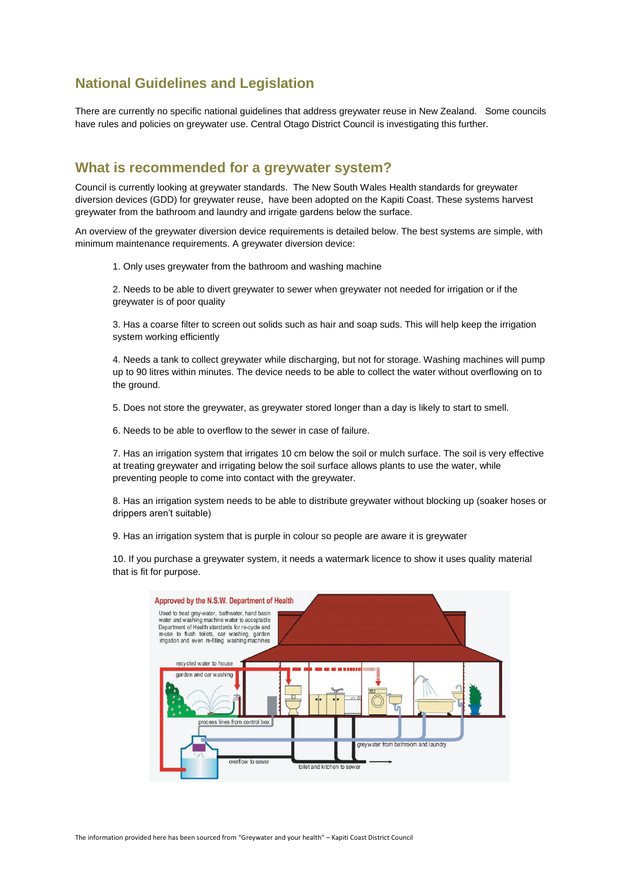## National Guidelines and Legislation

There are currently no specific national guidelines that address greywater reuse in New Zealand. Some councils have rules and policies on greywater use. Central Otago District Council is investigating this further.

## What is recommended for a greywater system?

Council is currently looking at greywater standards. The New South Wales Health standards for greywater diversion devices (GDD) for greywater reuse, have been adopted on the Kapiti Coast. These systems harvest greywater from the bathroom and laundry and irrigate gardens below the surface.

An overview of the greywater diversion device requirements is detailed below. The best systems are simple, with minimum maintenance requirements. A greywater diversion device:

1. Only uses greywater from the bathroom and washing machine

2. Needs to be able to divert greywater to sewer when greywater not needed for irrigation or if the greywater is of poor quality

3. Has a coarse filter to screen out solids such as hair and soap suds. This will help keep the irrigation system working efficiently

4. Needs a tank to collect greywater while discharging, but not for storage. Washing machines will pump up to 90 litres within minutes. The device needs to be able to collect the water without overflowing on to the ground.

5. Does not store the greywater, as greywater stored longer than a day is likely to start to smell.

6. Needs to be able to overflow to the sewer in case of failure.

7. Has an irrigation system that irrigates 10 cm below the soil or mulch surface. The soil is very effective at treating greywater and irrigating below the soil surface allows plants to use the water, while preventing people to come into contact with the greywater.

8. Has an irrigation system needs to be able to distribute greywater without blocking up (soaker hoses or drippers aren't suitable)

9. Has an irrigation system that is purple in colour so people are aware it is greywater

10. If you purchase a greywater system, it needs a watermark licence to show it uses quality material that is fit for purpose.

Approved by the N.S.W. Department of Health

Used to treat grey-water, bathwater, hand basin water and washing machine water to acceptable Department of Health standards for re-cycle and re-use to flush toilets, car washing, garden irrigation and even re-filling washing machines

recycled water to house

garden and car washing

process lines from control box

greywater from bathroom and laundry

overflow to sewer

toilet and kitchen to sewer

The information provided here has been sourced from "Greywater and your health" – Kapiti Coast District Council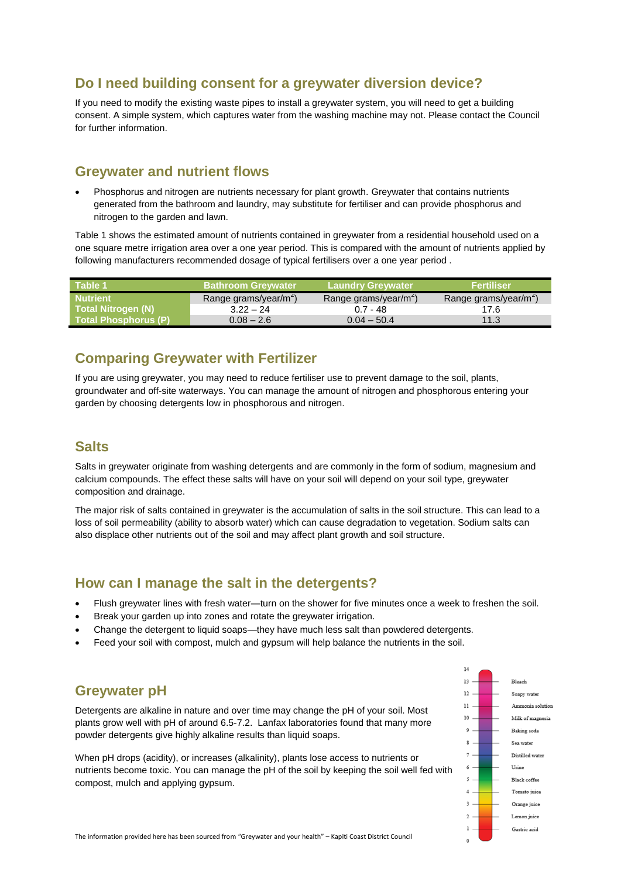## Do I need building consent for a greywater diversion device?

If you need to modify the existing waste pipes to install a greywater system, you will need to get a building consent. A simple system, which captures water from the washing machine may not. Please contact the Council for further information.

## Greywater and nutrient flows

- Phosphorus and nitrogen are nutrients necessary for plant growth. Greywater that contains nutrients generated from the bathroom and laundry, may substitute for fertiliser and can provide phosphorus and nitrogen to the garden and lawn.

Table 1 shows the estimated amount of nutrients contained in greywater from a residential household used on a one square metre irrigation area over a one year period. This is compared with the amount of nutrients applied by following manufacturers recommended dosage of typical fertilisers over a one year period .

| Table 1 | Bathroom Greywater | Laundry Greywater | Fertiliser |
|---|---|---|---|
| **Nutrient** | Range grams/year/m$^2$) | Range grams/year/m$^2$) | Range grams/year/m$^2$) |
| **Total Nitrogen (N)** | 3.22 – 24 | 0.7 - 48 | 17.6 |
| **Total Phosphorus (P)** | 0.08 – 2.6 | 0.04 – 50.4 | 11.3 |

## Comparing Greywater with Fertilizer

If you are using greywater, you may need to reduce fertiliser use to prevent damage to the soil, plants, groundwater and off-site waterways. You can manage the amount of nitrogen and phosphorous entering your garden by choosing detergents low in phosphorous and nitrogen.

## Salts

Salts in greywater originate from washing detergents and are commonly in the form of sodium, magnesium and calcium compounds. The effect these salts will have on your soil will depend on your soil type, greywater composition and drainage.

The major risk of salts contained in greywater is the accumulation of salts in the soil structure. This can lead to a loss of soil permeability (ability to absorb water) which can cause degradation to vegetation. Sodium salts can also displace other nutrients out of the soil and may affect plant growth and soil structure.

## How can I manage the salt in the detergents?

- Flush greywater lines with fresh water—turn on the shower for five minutes once a week to freshen the soil.
- Break your garden up into zones and rotate the greywater irrigation.
- Change the detergent to liquid soaps—they have much less salt than powdered detergents.
- Feed your soil with compost, mulch and gypsum will help balance the nutrients in the soil.

## Greywater pH

Detergents are alkaline in nature and over time may change the pH of your soil. Most plants grow well with pH of around 6.5-7.2. Lanfax laboratories found that many more powder detergents give highly alkaline results than liquid soaps.

When pH drops (acidity), or increases (alkalinity), plants lose access to nutrients or nutrients become toxic. You can manage the pH of the soil by keeping the soil well fed with compost, mulch and applying gypsum.

| pH | Example |
|---|---|
| 14 | |
| 13 | Bleach |
| 12 | Soapy water |
| 11 | Ammonia solution |
| 10 | Milk of magnesia |
| 9 | Baking soda |
| 8 | Sea water |
| 7 | Distilled water |
| 6 | Urine |
| 5 | Black coffee |
| 4 | Tomato juice |
| 3 | Orange juice |
| 2 | Lemon juice |
| 1 | Gastric acid |
| 0 | |

The information provided here has been sourced from "Greywater and your health" – Kapiti Coast District Council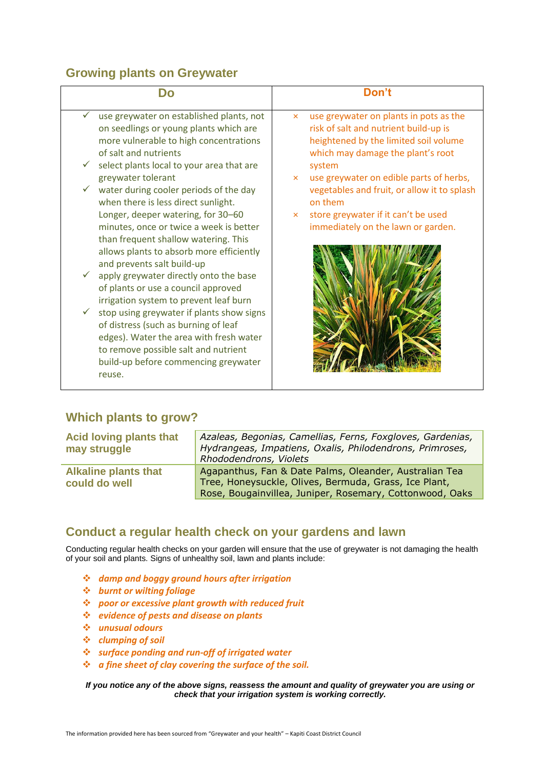## Growing plants on Greywater

| Do | Don't |
|---|---|
| ✓ use greywater on established plants, not on seedlings or young plants which are more vulnerable to high concentrations of salt and nutrients<br>✓ select plants local to your area that are greywater tolerant<br>✓ water during cooler periods of the day when there is less direct sunlight. Longer, deeper watering, for 30–60 minutes, once or twice a week is better than frequent shallow watering. This allows plants to absorb more efficiently and prevents salt build-up<br>✓ apply greywater directly onto the base of plants or use a council approved irrigation system to prevent leaf burn<br>✓ stop using greywater if plants show signs of distress (such as burning of leaf edges). Water the area with fresh water to remove possible salt and nutrient build-up before commencing greywater reuse. | × use greywater on plants in pots as the risk of salt and nutrient build-up is heightened by the limited soil volume which may damage the plant's root system<br>× use greywater on edible parts of herbs, vegetables and fruit, or allow it to splash on them<br>× store greywater if it can't be used immediately on the lawn or garden. |

## Which plants to grow?

| | |
|---|---|
| **Acid loving plants that may struggle** | *Azaleas, Begonias, Camellias, Ferns, Foxgloves, Gardenias, Hydrangeas, Impatiens, Oxalis, Philodendrons, Primroses, Rhododendrons, Violets* |
| **Alkaline plants that could do well** | Agapanthus, Fan & Date Palms, Oleander, Australian Tea Tree, Honeysuckle, Olives, Bermuda, Grass, Ice Plant, Rose, Bougainvillea, Juniper, Rosemary, Cottonwood, Oaks |

## Conduct a regular health check on your gardens and lawn

Conducting regular health checks on your garden will ensure that the use of greywater is not damaging the health of your soil and plants. Signs of unhealthy soil, lawn and plants include:

- ***damp and boggy ground hours after irrigation***
- ***burnt or wilting foliage***
- ***poor or excessive plant growth with reduced fruit***
- ***evidence of pests and disease on plants***
- ***unusual odours***
- ***clumping of soil***
- ***surface ponding and run-off of irrigated water***
- ***a fine sheet of clay covering the surface of the soil.***

***If you notice any of the above signs, reassess the amount and quality of greywater you are using or check that your irrigation system is working correctly.***

The information provided here has been sourced from "Greywater and your health" – Kapiti Coast District Council